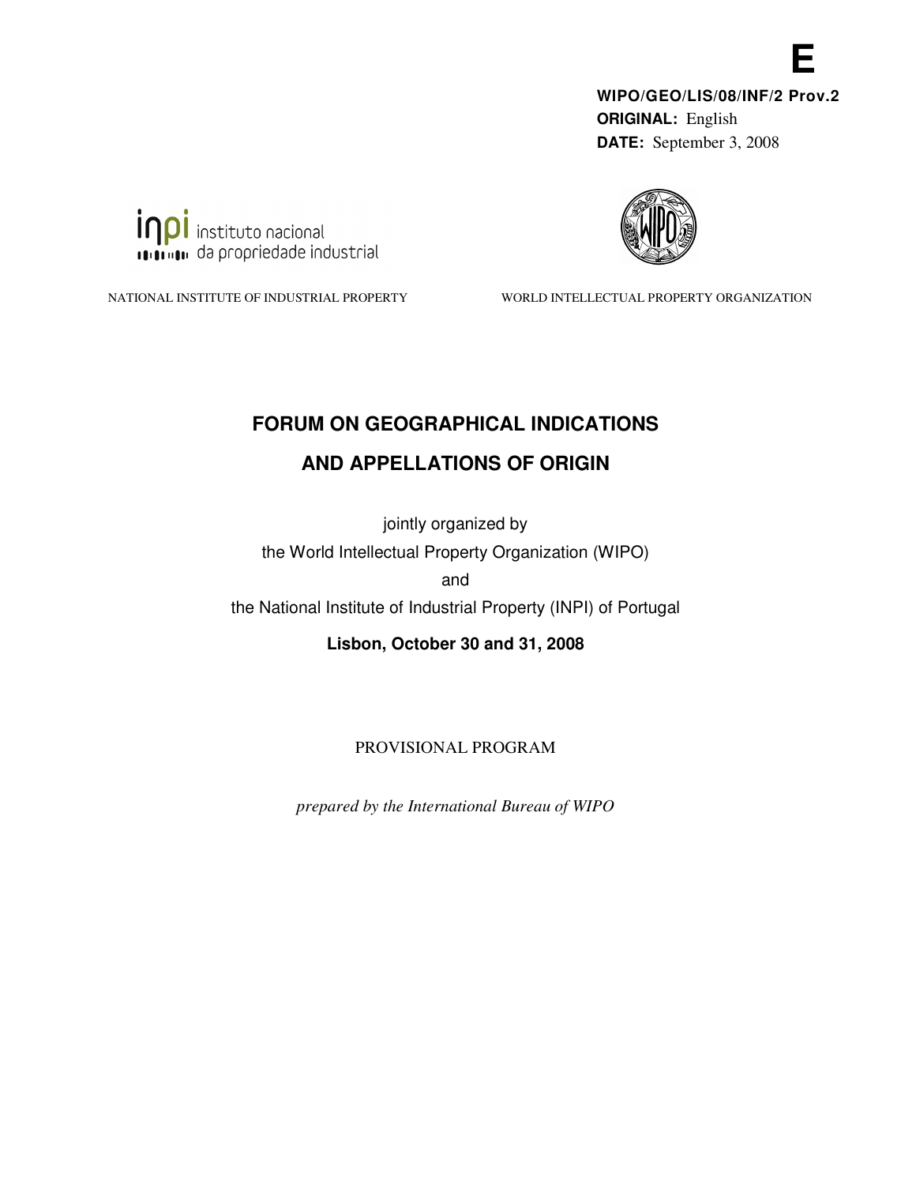**E**

**WIPO/GEO/LIS/08/INF/2 Prov.2**
**ORIGINAL:** English
**DATE:** September 3, 2008

inpi instituto nacional da propriedade industrial

NATIONAL INSTITUTE OF INDUSTRIAL PROPERTY

WORLD INTELLECTUAL PROPERTY ORGANIZATION

# FORUM ON GEOGRAPHICAL INDICATIONS AND APPELLATIONS OF ORIGIN

jointly organized by

the World Intellectual Property Organization (WIPO)

and

the National Institute of Industrial Property (INPI) of Portugal

**Lisbon, October 30 and 31, 2008**

PROVISIONAL PROGRAM

*prepared by the International Bureau of WIPO*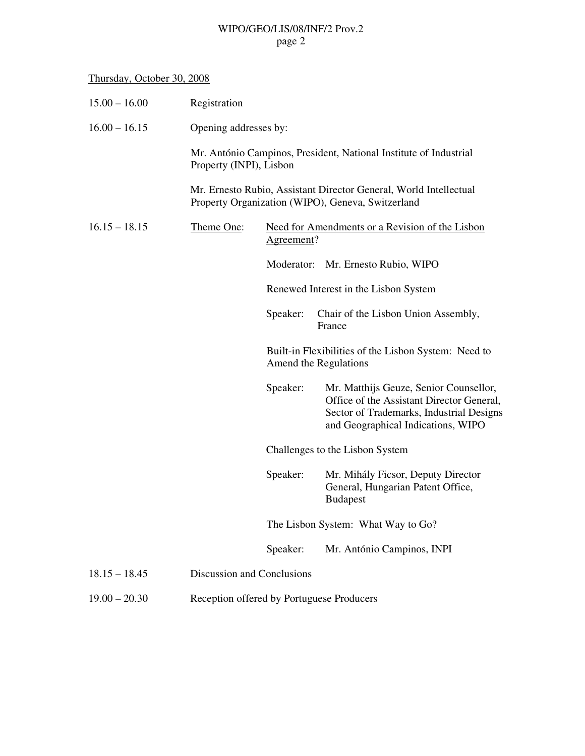Thursday, October 30, 2008

15.00 – 16.00 Registration

16.00 – 16.15 Opening addresses by:

Mr. António Campinos, President, National Institute of Industrial Property (INPI), Lisbon

Mr. Ernesto Rubio, Assistant Director General, World Intellectual Property Organization (WIPO), Geneva, Switzerland

16.15 – 18.15 Theme One: Need for Amendments or a Revision of the Lisbon Agreement?

Moderator: Mr. Ernesto Rubio, WIPO

Renewed Interest in the Lisbon System

Speaker: Chair of the Lisbon Union Assembly, France

Built-in Flexibilities of the Lisbon System: Need to Amend the Regulations

Speaker: Mr. Matthijs Geuze, Senior Counsellor, Office of the Assistant Director General, Sector of Trademarks, Industrial Designs and Geographical Indications, WIPO

Challenges to the Lisbon System

Speaker: Mr. Mihály Ficsor, Deputy Director General, Hungarian Patent Office, Budapest

The Lisbon System: What Way to Go?

Speaker: Mr. António Campinos, INPI

18.15 – 18.45 Discussion and Conclusions

19.00 – 20.30 Reception offered by Portuguese Producers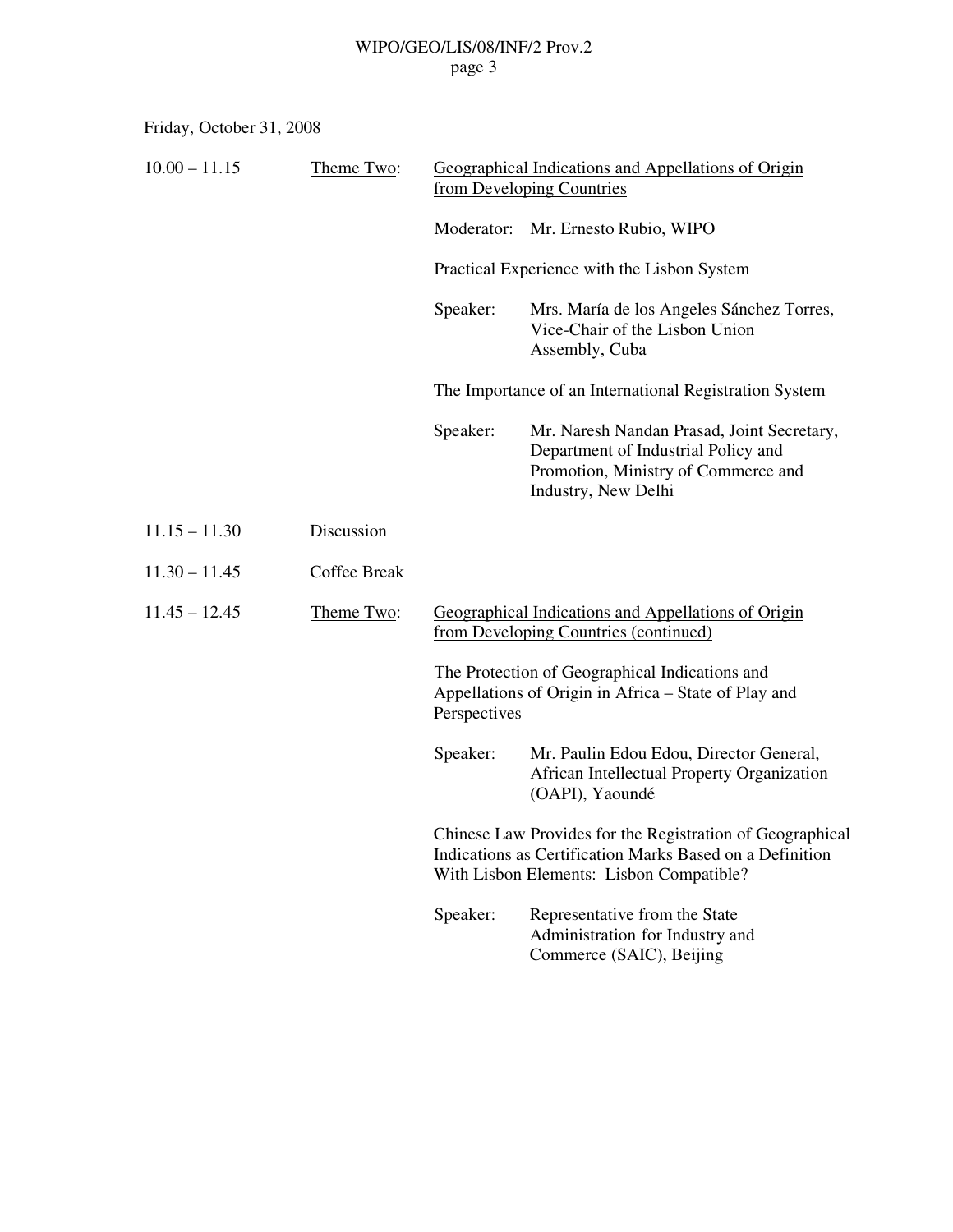Friday, October 31, 2008

10.00 – 11.15 **Theme Two**: Geographical Indications and Appellations of Origin from Developing Countries

Moderator: Mr. Ernesto Rubio, WIPO

Practical Experience with the Lisbon System

Speaker: Mrs. María de los Angeles Sánchez Torres, Vice-Chair of the Lisbon Union Assembly, Cuba

The Importance of an International Registration System

Speaker: Mr. Naresh Nandan Prasad, Joint Secretary, Department of Industrial Policy and Promotion, Ministry of Commerce and Industry, New Delhi

11.15 – 11.30 Discussion

11.30 – 11.45 Coffee Break

11.45 – 12.45 **Theme Two**: Geographical Indications and Appellations of Origin from Developing Countries (continued)

The Protection of Geographical Indications and Appellations of Origin in Africa – State of Play and Perspectives

Speaker: Mr. Paulin Edou Edou, Director General, African Intellectual Property Organization (OAPI), Yaoundé

Chinese Law Provides for the Registration of Geographical Indications as Certification Marks Based on a Definition With Lisbon Elements: Lisbon Compatible?

Speaker: Representative from the State Administration for Industry and Commerce (SAIC), Beijing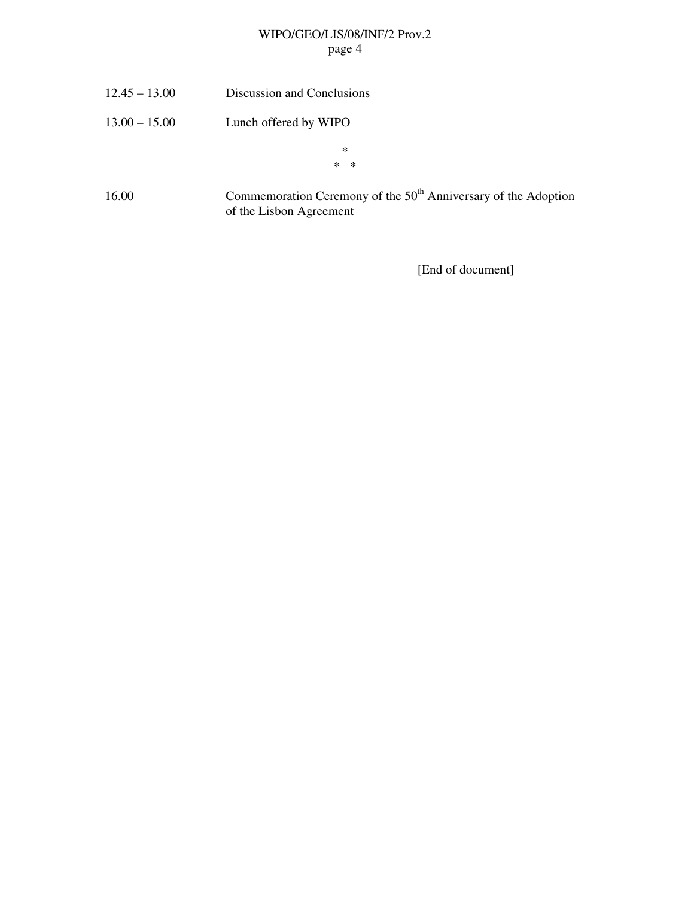| | |
|---|---|
| 12.45 – 13.00 | Discussion and Conclusions |
| 13.00 – 15.00 | Lunch offered by WIPO |

*

\* *

| | |
|---|---|
| 16.00 | Commemoration Ceremony of the 50th Anniversary of the Adoption of the Lisbon Agreement |

[End of document]